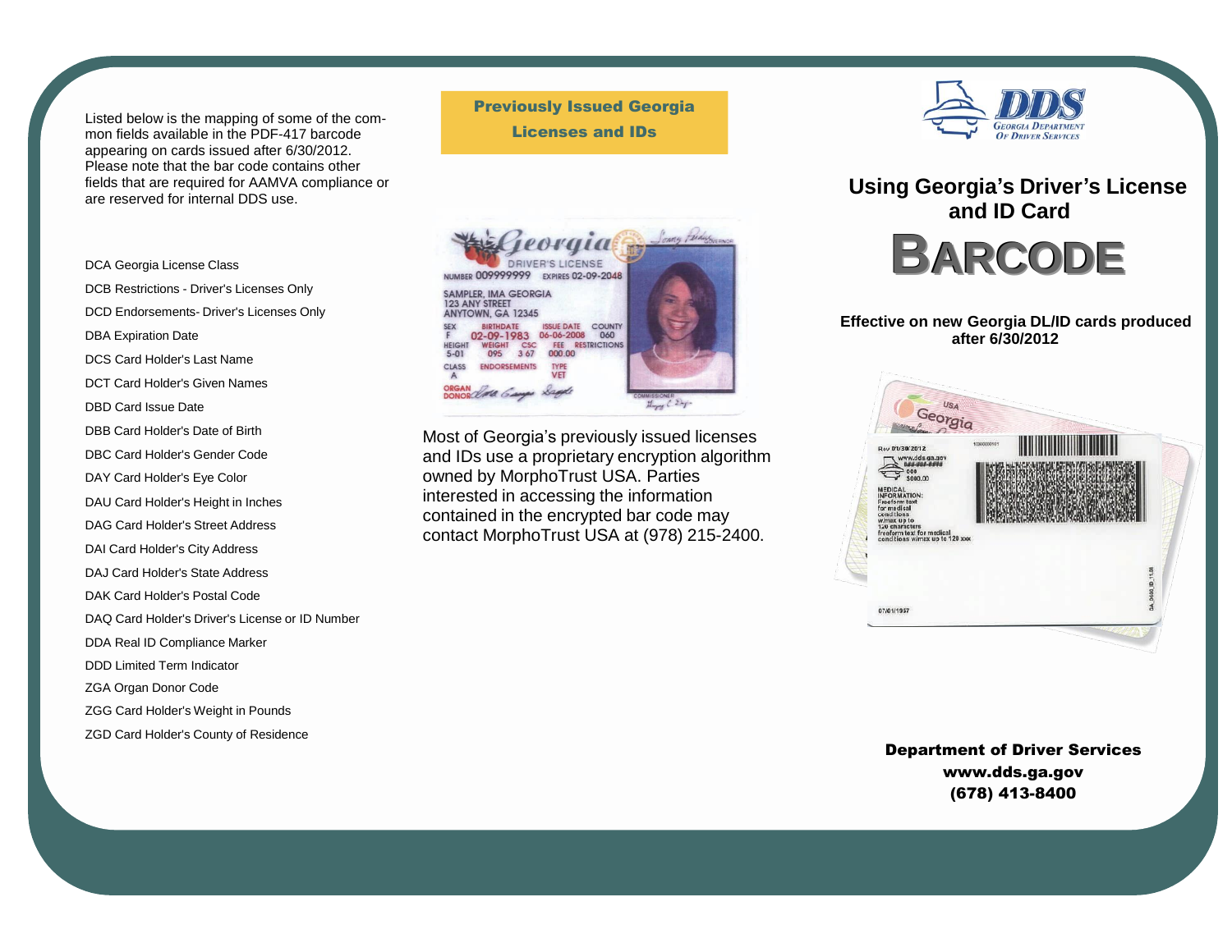Listed below is the mapping of some of the common fields available in the PDF-417 barcode appearing on cards issued after 6/30/2012. Please note that the bar code contains other fields that are required for AAMVA compliance or are reserved for internal DDS use.

- DCA Georgia License Class
- DCB Restrictions - Driver's Licenses Only
- DCD Endorsements- Driver's Licenses Only
- DBA Expiration Date
- DCS Card Holder's Last Name
- DCT Card Holder's Given Names
- DBD Card Issue Date
- DBB Card Holder's Date of Birth
- DBC Card Holder's Gender Code
- DAY Card Holder's Eye Color
- DAU Card Holder's Height in Inches
- DAG Card Holder's Street Address
- DAI Card Holder's City Address
- DAJ Card Holder's State Address
- DAK Card Holder's Postal Code
- DAQ Card Holder's Driver's License or ID Number
- DDA Real ID Compliance Marker
- DDD Limited Term Indicator
- ZGA Organ Donor Code
- ZGG Card Holder's Weight in Pounds
- ZGD Card Holder's County of Residence

## Previously Issued Georgia Licenses and IDs

Most of Georgia's previously issued licenses and IDs use a proprietary encryption algorithm owned by MorphoTrust USA. Parties interested in accessing the information contained in the encrypted bar code may contact MorphoTrust USA at (978) 215-2400.

DDS Georgia Department of Driver Services

# Using Georgia's Driver's License and ID Card

# BARCODE

**Effective on new Georgia DL/ID cards produced after 6/30/2012**

**Department of Driver Services**
**www.dds.ga.gov**
**(678) 413-8400**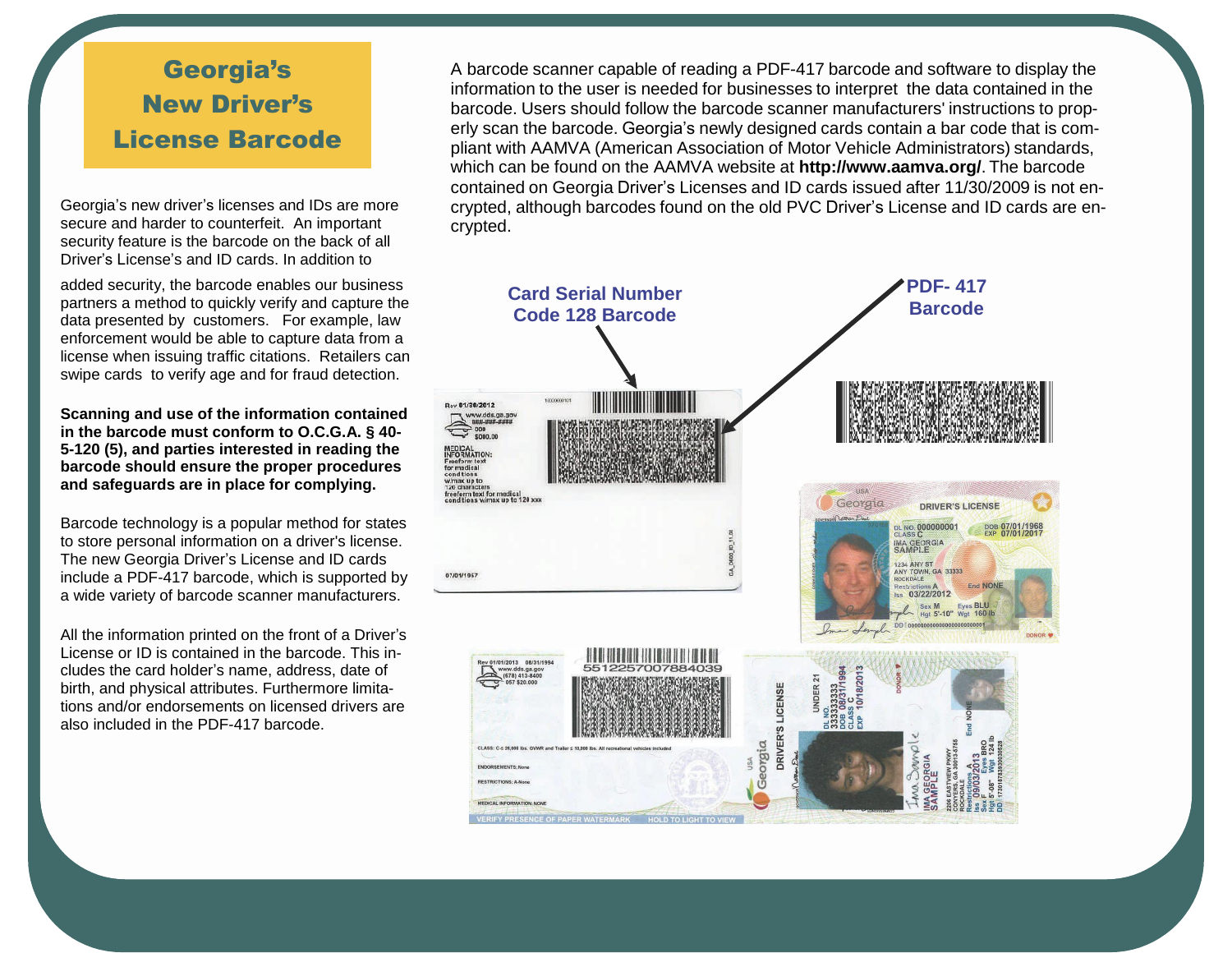# Georgia's New Driver's License Barcode

Georgia's new driver's licenses and IDs are more secure and harder to counterfeit. An important security feature is the barcode on the back of all Driver's License's and ID cards. In addition to added security, the barcode enables our business partners a method to quickly verify and capture the data presented by customers. For example, law enforcement would be able to capture data from a license when issuing traffic citations. Retailers can swipe cards to verify age and for fraud detection.

**Scanning and use of the information contained in the barcode must conform to O.C.G.A. § 40-5-120 (5), and parties interested in reading the barcode should ensure the proper procedures and safeguards are in place for complying.**

Barcode technology is a popular method for states to store personal information on a driver's license. The new Georgia Driver's License and ID cards include a PDF-417 barcode, which is supported by a wide variety of barcode scanner manufacturers.

All the information printed on the front of a Driver's License or ID is contained in the barcode. This includes the card holder's name, address, date of birth, and physical attributes. Furthermore limitations and/or endorsements on licensed drivers are also included in the PDF-417 barcode.

A barcode scanner capable of reading a PDF-417 barcode and software to display the information to the user is needed for businesses to interpret the data contained in the barcode. Users should follow the barcode scanner manufacturers' instructions to properly scan the barcode. Georgia's newly designed cards contain a bar code that is compliant with AAMVA (American Association of Motor Vehicle Administrators) standards, which can be found on the AAMVA website at **http://www.aamva.org/**. The barcode contained on Georgia Driver's Licenses and ID cards issued after 11/30/2009 is not encrypted, although barcodes found on the old PVC Driver's License and ID cards are encrypted.

Card Serial Number Code 128 Barcode

PDF- 417 Barcode